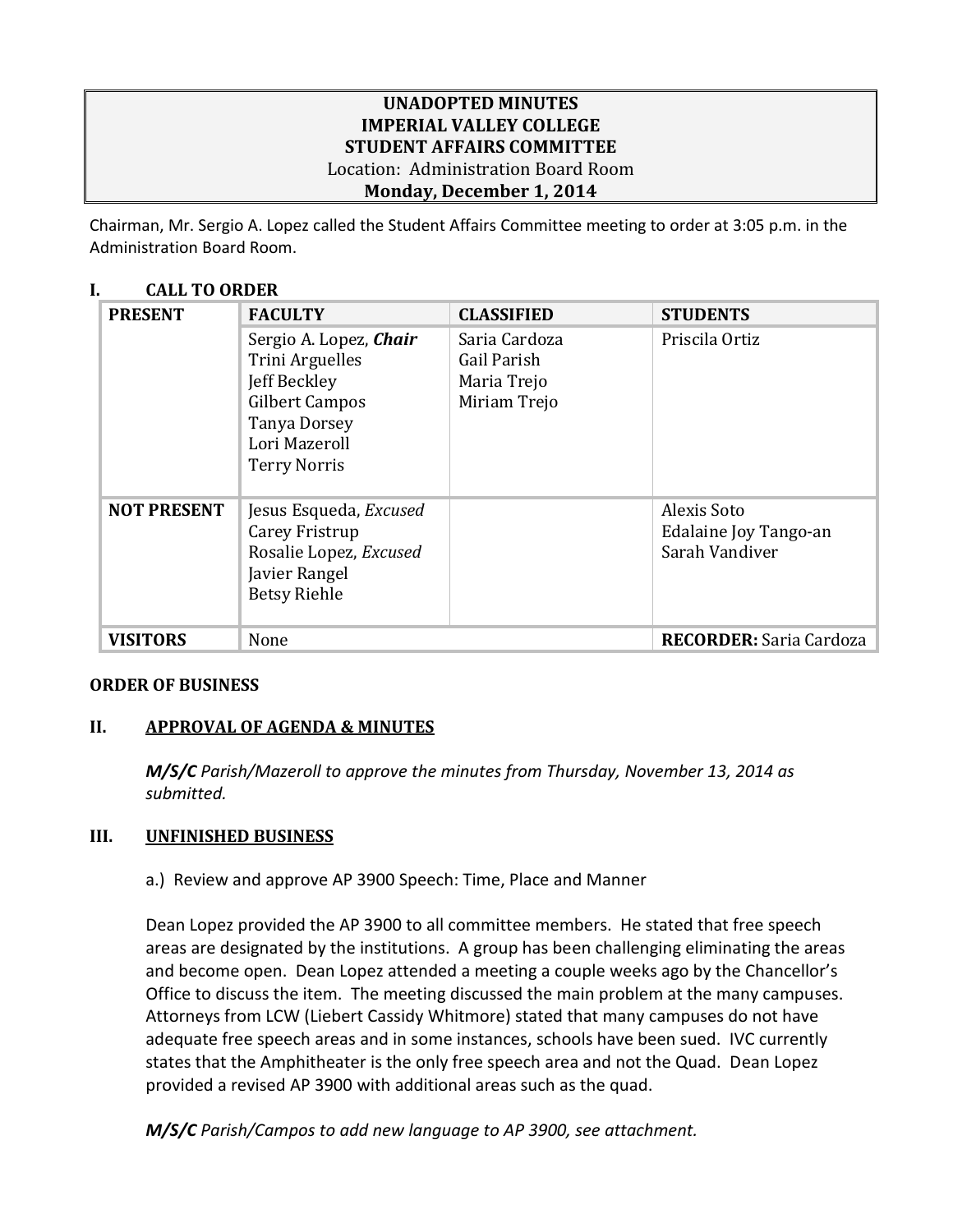# UNADOPTED MINUTES
# IMPERIAL VALLEY COLLEGE
# STUDENT AFFAIRS COMMITTEE

Location: Administration Board Room

**Monday, December 1, 2014**

Chairman, Mr. Sergio A. Lopez called the Student Affairs Committee meeting to order at 3:05 p.m. in the Administration Board Room.

## I. CALL TO ORDER

| PRESENT | FACULTY | CLASSIFIED | STUDENTS |
|---|---|---|---|
| | Sergio A. Lopez, ***Chair***<br>Trini Arguelles<br>Jeff Beckley<br>Gilbert Campos<br>Tanya Dorsey<br>Lori Mazeroll<br>Terry Norris | Saria Cardoza<br>Gail Parish<br>Maria Trejo<br>Miriam Trejo | Priscila Ortiz |
| **NOT PRESENT** | Jesus Esqueda, *Excused*<br>Carey Fristrup<br>Rosalie Lopez, *Excused*<br>Javier Rangel<br>Betsy Riehle | | Alexis Soto<br>Edalaine Joy Tango-an<br>Sarah Vandiver |
| **VISITORS** | None | | **RECORDER:** Saria Cardoza |

**ORDER OF BUSINESS**

## II. APPROVAL OF AGENDA & MINUTES

***M/S/C*** *Parish/Mazeroll to approve the minutes from Thursday, November 13, 2014 as submitted.*

## III. UNFINISHED BUSINESS

a.) Review and approve AP 3900 Speech: Time, Place and Manner

Dean Lopez provided the AP 3900 to all committee members. He stated that free speech areas are designated by the institutions. A group has been challenging eliminating the areas and become open. Dean Lopez attended a meeting a couple weeks ago by the Chancellor's Office to discuss the item. The meeting discussed the main problem at the many campuses. Attorneys from LCW (Liebert Cassidy Whitmore) stated that many campuses do not have adequate free speech areas and in some instances, schools have been sued. IVC currently states that the Amphitheater is the only free speech area and not the Quad. Dean Lopez provided a revised AP 3900 with additional areas such as the quad.

***M/S/C*** *Parish/Campos to add new language to AP 3900, see attachment.*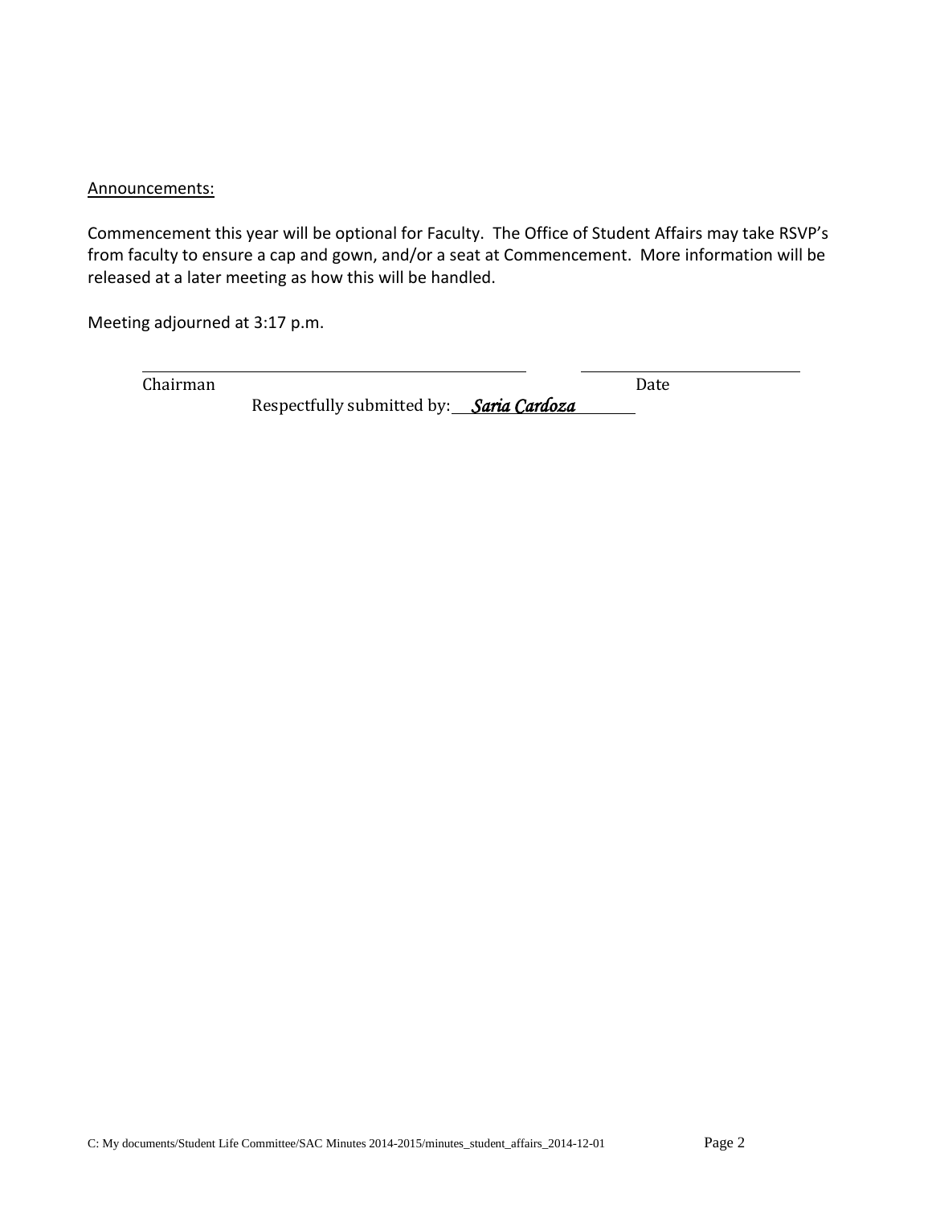Announcements:

Commencement this year will be optional for Faculty. The Office of Student Affairs may take RSVP's from faculty to ensure a cap and gown, and/or a seat at Commencement. More information will be released at a later meeting as how this will be handled.

Meeting adjourned at 3:17 p.m.

Chairman ______________________ Date ______________

Respectfully submitted by: *Saria Cardoza*

C: My documents/Student Life Committee/SAC Minutes 2014-2015/minutes_student_affairs_2014-12-01